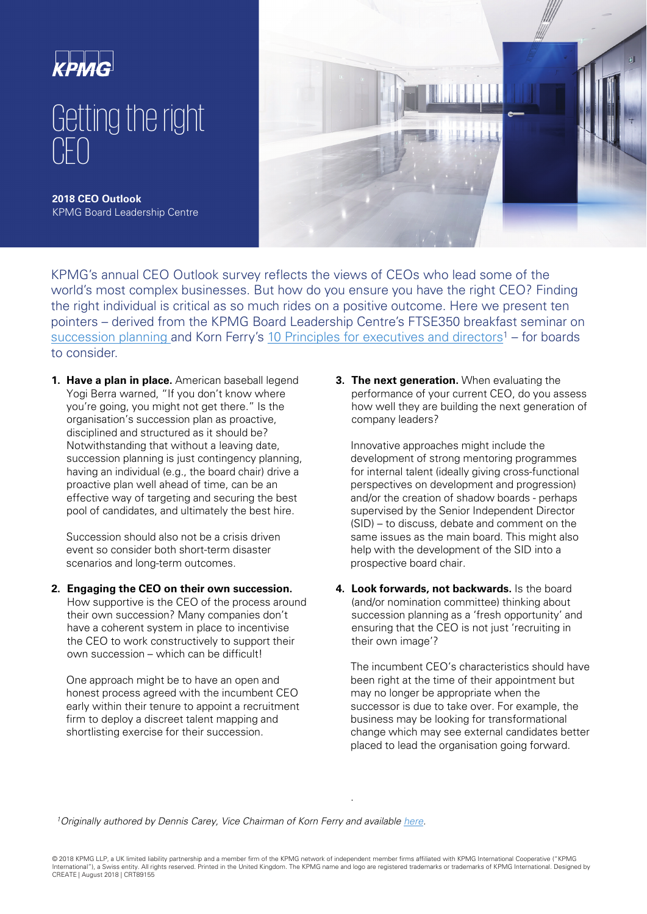KPMG

# Getting the right CEO

**2018 CEO Outlook**
KPMG Board Leadership Centre

KPMG's annual CEO Outlook survey reflects the views of CEOs who lead some of the world's most complex businesses. But how do you ensure you have the right CEO? Finding the right individual is critical as so much rides on a positive outcome. Here we present ten pointers – derived from the KPMG Board Leadership Centre's FTSE350 breakfast seminar on succession planning and Korn Ferry's 10 Principles for executives and directors[1] – for boards to consider.

1. **Have a plan in place.** American baseball legend Yogi Berra warned, "If you don't know where you're going, you might not get there." Is the organisation's succession plan as proactive, disciplined and structured as it should be? Notwithstanding that without a leaving date, succession planning is just contingency planning, having an individual (e.g., the board chair) drive a proactive plan well ahead of time, can be an effective way of targeting and securing the best pool of candidates, and ultimately the best hire.

   Succession should also not be a crisis driven event so consider both short-term disaster scenarios and long-term outcomes.

2. **Engaging the CEO on their own succession.** How supportive is the CEO of the process around their own succession? Many companies don't have a coherent system in place to incentivise the CEO to work constructively to support their own succession – which can be difficult!

   One approach might be to have an open and honest process agreed with the incumbent CEO early within their tenure to appoint a recruitment firm to deploy a discreet talent mapping and shortlisting exercise for their succession.

3. **The next generation.** When evaluating the performance of your current CEO, do you assess how well they are building the next generation of company leaders?

   Innovative approaches might include the development of strong mentoring programmes for internal talent (ideally giving cross-functional perspectives on development and progression) and/or the creation of shadow boards - perhaps supervised by the Senior Independent Director (SID) – to discuss, debate and comment on the same issues as the main board. This might also help with the development of the SID into a prospective board chair.

4. **Look forwards, not backwards.** Is the board (and/or nomination committee) thinking about succession planning as a 'fresh opportunity' and ensuring that the CEO is not just 'recruiting in their own image'?

   The incumbent CEO's characteristics should have been right at the time of their appointment but may no longer be appropriate when the successor is due to take over. For example, the business may be looking for transformational change which may see external candidates better placed to lead the organisation going forward.

[1] *Originally authored by Dennis Carey, Vice Chairman of Korn Ferry and available here.*

© 2018 KPMG LLP, a UK limited liability partnership and a member firm of the KPMG network of independent member firms affiliated with KPMG International Cooperative ("KPMG International"), a Swiss entity. All rights reserved. Printed in the United Kingdom. The KPMG name and logo are registered trademarks or trademarks of KPMG International. Designed by CREATE | August 2018 | CRT89155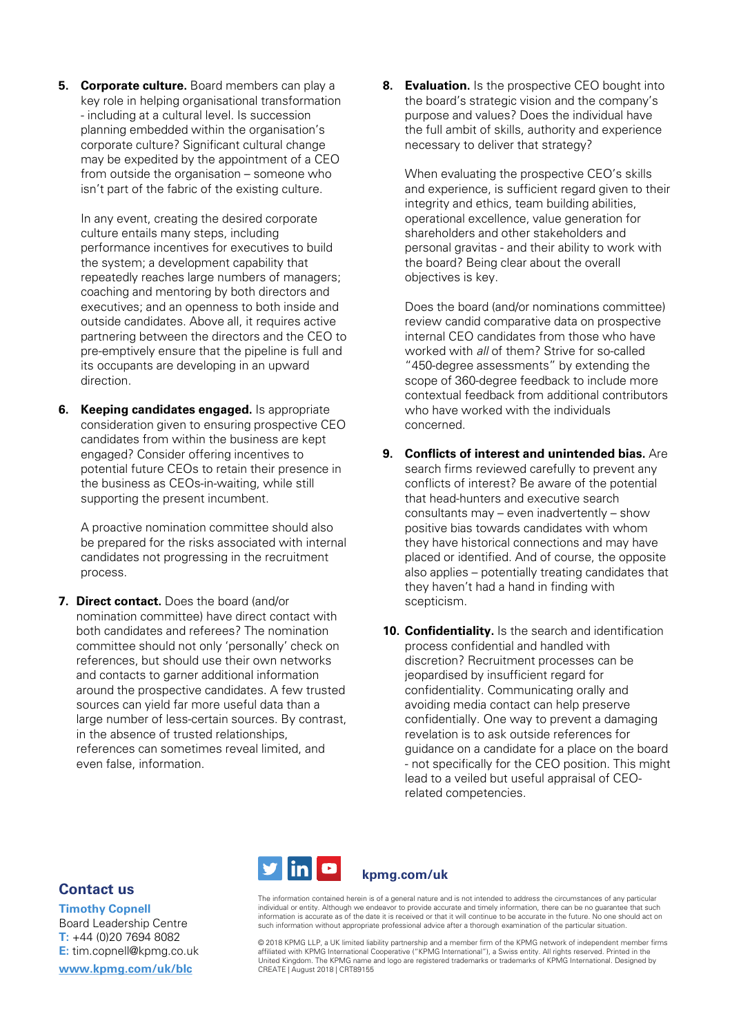5. **Corporate culture.** Board members can play a key role in helping organisational transformation - including at a cultural level. Is succession planning embedded within the organisation's corporate culture? Significant cultural change may be expedited by the appointment of a CEO from outside the organisation – someone who isn't part of the fabric of the existing culture.

   In any event, creating the desired corporate culture entails many steps, including performance incentives for executives to build the system; a development capability that repeatedly reaches large numbers of managers; coaching and mentoring by both directors and executives; and an openness to both inside and outside candidates. Above all, it requires active partnering between the directors and the CEO to pre-emptively ensure that the pipeline is full and its occupants are developing in an upward direction.

6. **Keeping candidates engaged.** Is appropriate consideration given to ensuring prospective CEO candidates from within the business are kept engaged? Consider offering incentives to potential future CEOs to retain their presence in the business as CEOs-in-waiting, while still supporting the present incumbent.

   A proactive nomination committee should also be prepared for the risks associated with internal candidates not progressing in the recruitment process.

7. **Direct contact.** Does the board (and/or nomination committee) have direct contact with both candidates and referees? The nomination committee should not only 'personally' check on references, but should use their own networks and contacts to garner additional information around the prospective candidates. A few trusted sources can yield far more useful data than a large number of less-certain sources. By contrast, in the absence of trusted relationships, references can sometimes reveal limited, and even false, information.

8. **Evaluation.** Is the prospective CEO bought into the board's strategic vision and the company's purpose and values? Does the individual have the full ambit of skills, authority and experience necessary to deliver that strategy?

   When evaluating the prospective CEO's skills and experience, is sufficient regard given to their integrity and ethics, team building abilities, operational excellence, value generation for shareholders and other stakeholders and personal gravitas - and their ability to work with the board? Being clear about the overall objectives is key.

   Does the board (and/or nominations committee) review candid comparative data on prospective internal CEO candidates from those who have worked with *all* of them? Strive for so-called "450-degree assessments" by extending the scope of 360-degree feedback to include more contextual feedback from additional contributors who have worked with the individuals concerned.

9. **Conflicts of interest and unintended bias.** Are search firms reviewed carefully to prevent any conflicts of interest? Be aware of the potential that head-hunters and executive search consultants may – even inadvertently – show positive bias towards candidates with whom they have historical connections and may have placed or identified. And of course, the opposite also applies – potentially treating candidates that they haven't had a hand in finding with scepticism.

10. **Confidentiality.** Is the search and identification process confidential and handled with discretion? Recruitment processes can be jeopardised by insufficient regard for confidentiality. Communicating orally and avoiding media contact can help preserve confidentially. One way to prevent a damaging revelation is to ask outside references for guidance on a candidate for a place on the board - not specifically for the CEO position. This might lead to a veiled but useful appraisal of CEO-related competencies.

## Contact us

**Timothy Copnell**
Board Leadership Centre
**T:** +44 (0)20 7694 8082
**E:** tim.copnell@kpmg.co.uk
www.kpmg.com/uk/blc

kpmg.com/uk

The information contained herein is of a general nature and is not intended to address the circumstances of any particular individual or entity. Although we endeavor to provide accurate and timely information, there can be no guarantee that such information is accurate as of the date it is received or that it will continue to be accurate in the future. No one should act on such information without appropriate professional advice after a thorough examination of the particular situation.

© 2018 KPMG LLP, a UK limited liability partnership and a member firm of the KPMG network of independent member firms affiliated with KPMG International Cooperative ("KPMG International"), a Swiss entity. All rights reserved. Printed in the United Kingdom. The KPMG name and logo are registered trademarks or trademarks of KPMG International. Designed by CREATE | August 2018 | CRT89155